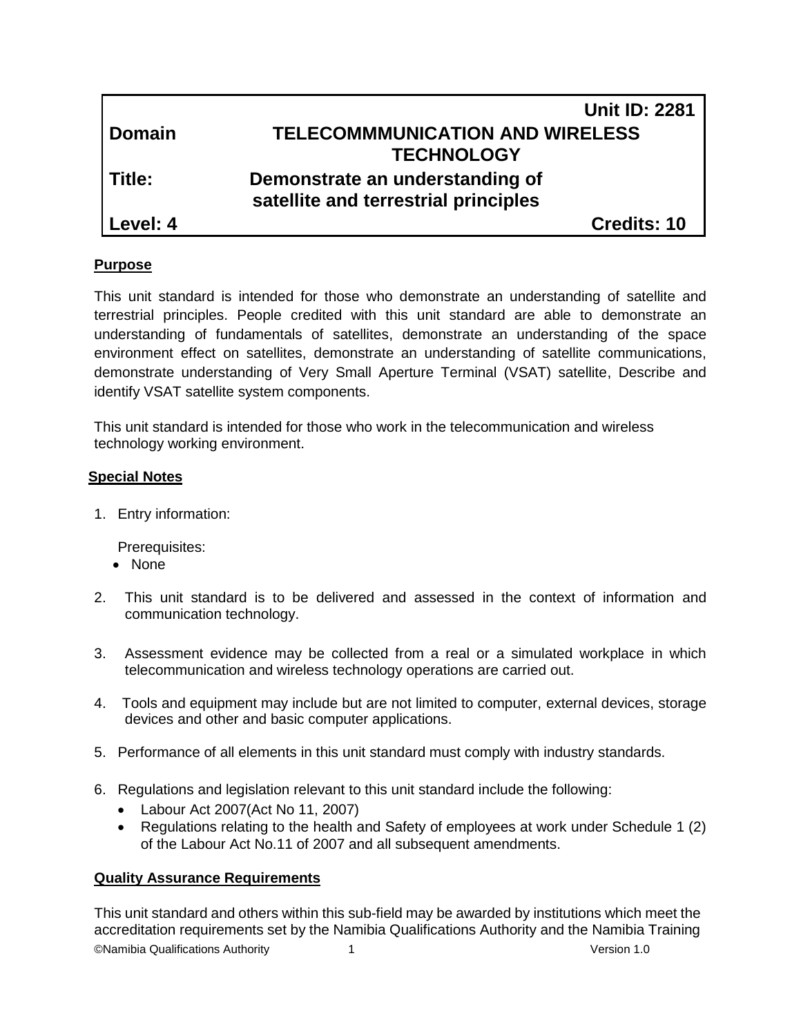| | Unit ID: 2281 |
|---|---|
| **Domain** | **TELECOMMMUNICATION AND WIRELESS TECHNOLOGY** |
| **Title:** | **Demonstrate an understanding of satellite and terrestrial principles** |
| **Level: 4** | **Credits: 10** |

**Purpose**

This unit standard is intended for those who demonstrate an understanding of satellite and terrestrial principles. People credited with this unit standard are able to demonstrate an understanding of fundamentals of satellites, demonstrate an understanding of the space environment effect on satellites, demonstrate an understanding of satellite communications, demonstrate understanding of Very Small Aperture Terminal (VSAT) satellite, Describe and identify VSAT satellite system components.

This unit standard is intended for those who work in the telecommunication and wireless technology working environment.

**Special Notes**

1. Entry information:

   Prerequisites:
   - None

2. This unit standard is to be delivered and assessed in the context of information and communication technology.

3. Assessment evidence may be collected from a real or a simulated workplace in which telecommunication and wireless technology operations are carried out.

4. Tools and equipment may include but are not limited to computer, external devices, storage devices and other and basic computer applications.

5. Performance of all elements in this unit standard must comply with industry standards.

6. Regulations and legislation relevant to this unit standard include the following:
   - Labour Act 2007(Act No 11, 2007)
   - Regulations relating to the health and Safety of employees at work under Schedule 1 (2) of the Labour Act No.11 of 2007 and all subsequent amendments.

**Quality Assurance Requirements**

This unit standard and others within this sub-field may be awarded by institutions which meet the accreditation requirements set by the Namibia Qualifications Authority and the Namibia Training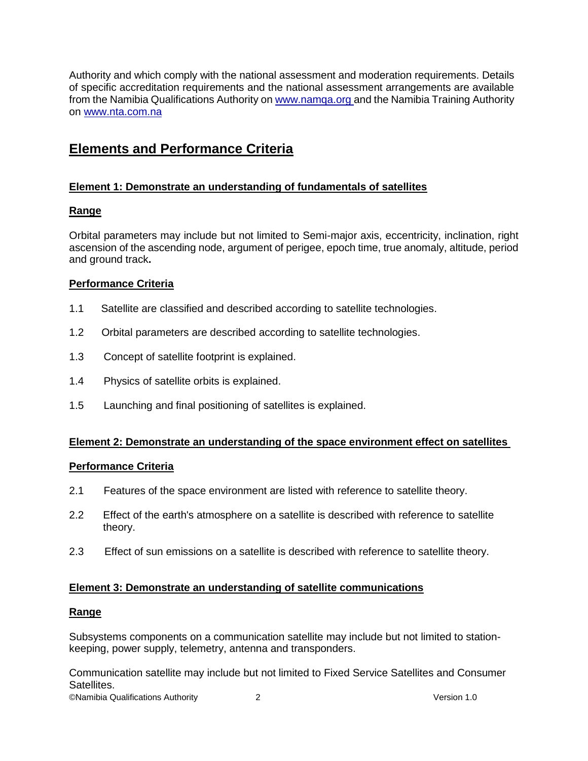Authority and which comply with the national assessment and moderation requirements. Details of specific accreditation requirements and the national assessment arrangements are available from the Namibia Qualifications Authority on [www.namqa.org](http://www.namqa.org) and the Namibia Training Authority on [www.nta.com.na](http://www.nta.com.na)

## Elements and Performance Criteria

### Element 1: Demonstrate an understanding of fundamentals of satellites

#### Range

Orbital parameters may include but not limited to Semi-major axis, eccentricity, inclination, right ascension of the ascending node, argument of perigee, epoch time, true anomaly, altitude, period and ground track**.**

#### Performance Criteria

1.1 Satellite are classified and described according to satellite technologies.

1.2 Orbital parameters are described according to satellite technologies.

1.3 Concept of satellite footprint is explained.

1.4 Physics of satellite orbits is explained.

1.5 Launching and final positioning of satellites is explained.

### Element 2: Demonstrate an understanding of the space environment effect on satellites

#### Performance Criteria

2.1 Features of the space environment are listed with reference to satellite theory.

2.2 Effect of the earth's atmosphere on a satellite is described with reference to satellite theory.

2.3 Effect of sun emissions on a satellite is described with reference to satellite theory.

### Element 3: Demonstrate an understanding of satellite communications

#### Range

Subsystems components on a communication satellite may include but not limited to station-keeping, power supply, telemetry, antenna and transponders.

Communication satellite may include but not limited to Fixed Service Satellites and Consumer Satellites.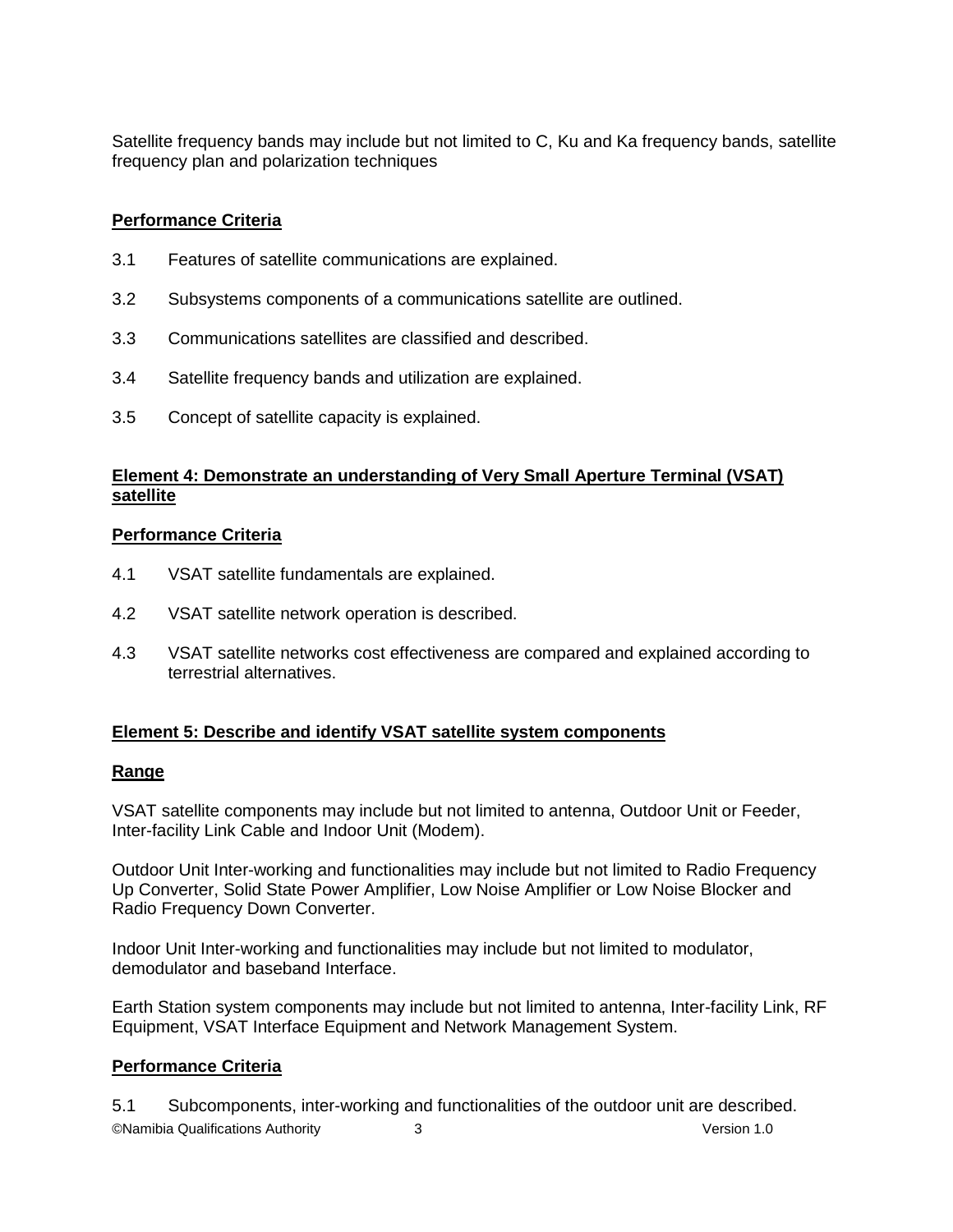Satellite frequency bands may include but not limited to C, Ku and Ka frequency bands, satellite frequency plan and polarization techniques

**Performance Criteria**

3.1 Features of satellite communications are explained.

3.2 Subsystems components of a communications satellite are outlined.

3.3 Communications satellites are classified and described.

3.4 Satellite frequency bands and utilization are explained.

3.5 Concept of satellite capacity is explained.

## Element 4: Demonstrate an understanding of Very Small Aperture Terminal (VSAT) satellite

**Performance Criteria**

4.1 VSAT satellite fundamentals are explained.

4.2 VSAT satellite network operation is described.

4.3 VSAT satellite networks cost effectiveness are compared and explained according to terrestrial alternatives.

## Element 5: Describe and identify VSAT satellite system components

**Range**

VSAT satellite components may include but not limited to antenna, Outdoor Unit or Feeder, Inter-facility Link Cable and Indoor Unit (Modem).

Outdoor Unit Inter-working and functionalities may include but not limited to Radio Frequency Up Converter, Solid State Power Amplifier, Low Noise Amplifier or Low Noise Blocker and Radio Frequency Down Converter.

Indoor Unit Inter-working and functionalities may include but not limited to modulator, demodulator and baseband Interface.

Earth Station system components may include but not limited to antenna, Inter-facility Link, RF Equipment, VSAT Interface Equipment and Network Management System.

**Performance Criteria**

5.1 Subcomponents, inter-working and functionalities of the outdoor unit are described.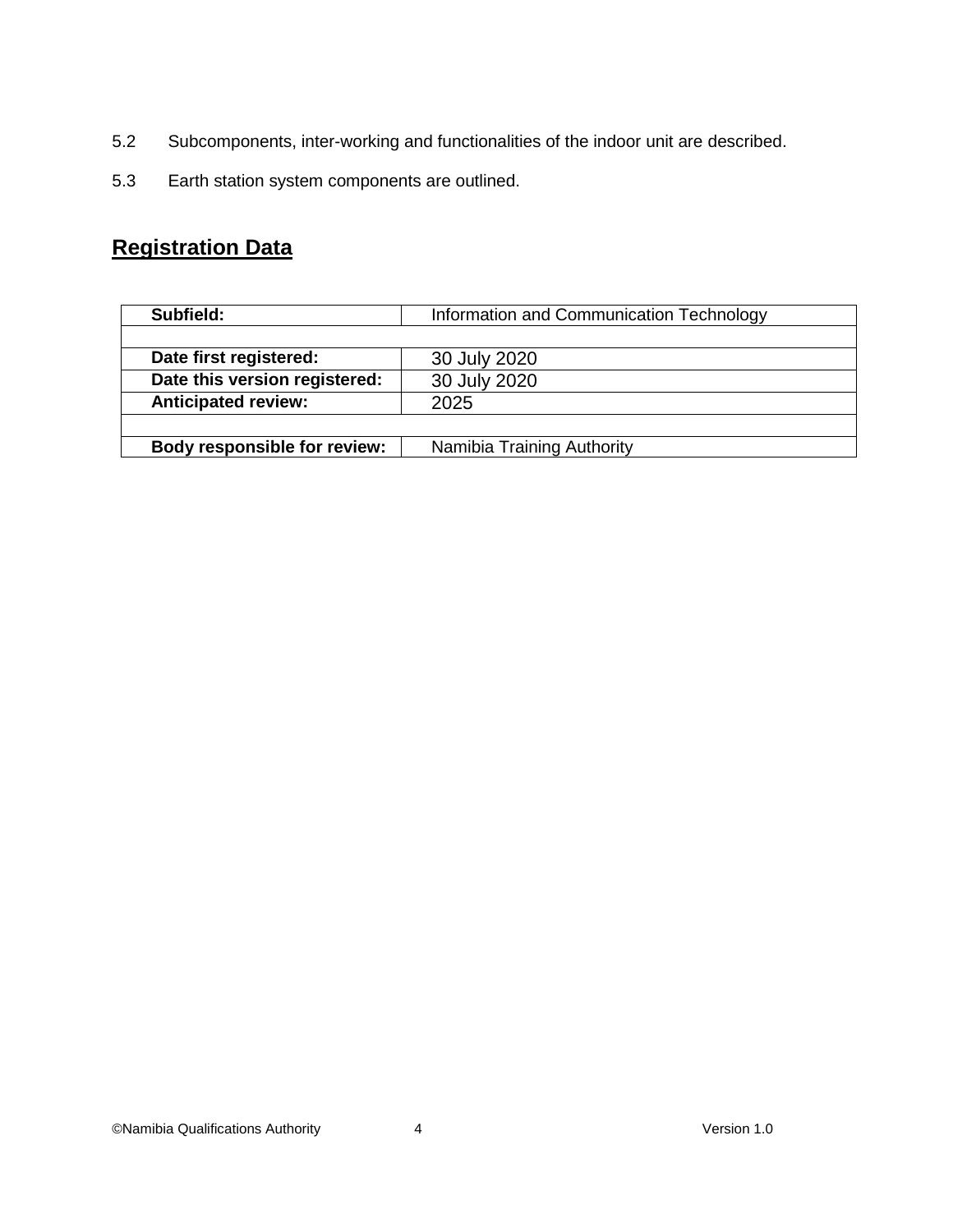5.2 Subcomponents, inter-working and functionalities of the indoor unit are described.

5.3 Earth station system components are outlined.

## Registration Data

| | |
|---|---|
| **Subfield:** | Information and Communication Technology |
| | |
| **Date first registered:** | 30 July 2020 |
| **Date this version registered:** | 30 July 2020 |
| **Anticipated review:** | 2025 |
| | |
| **Body responsible for review:** | Namibia Training Authority |